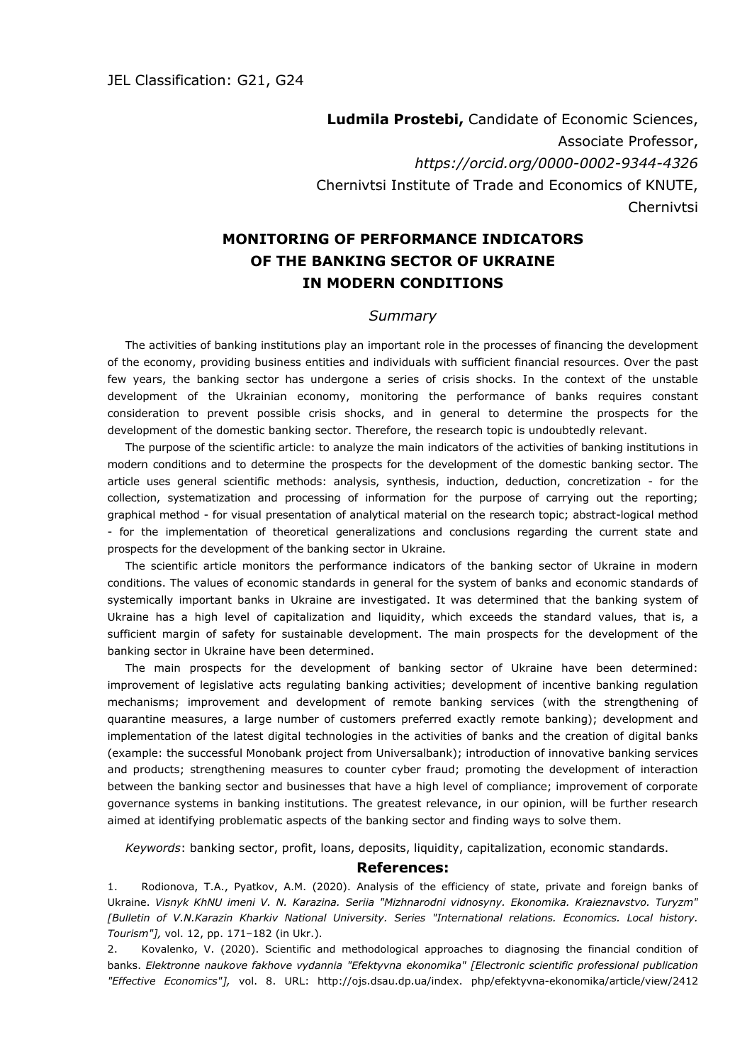JEL Classification: G21, G24

**Ludmila Prostebi,** Candidate of Economic Sciences,
Associate Professor,
*https://orcid.org/0000-0002-9344-4326*
Chernivtsi Institute of Trade and Economics of KNUTE,
Chernivtsi

# MONITORING OF PERFORMANCE INDICATORS OF THE BANKING SECTOR OF UKRAINE IN MODERN CONDITIONS

*Summary*

The activities of banking institutions play an important role in the processes of financing the development of the economy, providing business entities and individuals with sufficient financial resources. Over the past few years, the banking sector has undergone a series of crisis shocks. In the context of the unstable development of the Ukrainian economy, monitoring the performance of banks requires constant consideration to prevent possible crisis shocks, and in general to determine the prospects for the development of the domestic banking sector. Therefore, the research topic is undoubtedly relevant.

The purpose of the scientific article: to analyze the main indicators of the activities of banking institutions in modern conditions and to determine the prospects for the development of the domestic banking sector. The article uses general scientific methods: analysis, synthesis, induction, deduction, concretization - for the collection, systematization and processing of information for the purpose of carrying out the reporting; graphical method - for visual presentation of analytical material on the research topic; abstract-logical method - for the implementation of theoretical generalizations and conclusions regarding the current state and prospects for the development of the banking sector in Ukraine.

The scientific article monitors the performance indicators of the banking sector of Ukraine in modern conditions. The values of economic standards in general for the system of banks and economic standards of systemically important banks in Ukraine are investigated. It was determined that the banking system of Ukraine has a high level of capitalization and liquidity, which exceeds the standard values, that is, a sufficient margin of safety for sustainable development. The main prospects for the development of the banking sector in Ukraine have been determined.

The main prospects for the development of banking sector of Ukraine have been determined: improvement of legislative acts regulating banking activities; development of incentive banking regulation mechanisms; improvement and development of remote banking services (with the strengthening of quarantine measures, a large number of customers preferred exactly remote banking); development and implementation of the latest digital technologies in the activities of banks and the creation of digital banks (example: the successful Monobank project from Universalbank); introduction of innovative banking services and products; strengthening measures to counter cyber fraud; promoting the development of interaction between the banking sector and businesses that have a high level of compliance; improvement of corporate governance systems in banking institutions. The greatest relevance, in our opinion, will be further research aimed at identifying problematic aspects of the banking sector and finding ways to solve them.

*Keywords*: banking sector, profit, loans, deposits, liquidity, capitalization, economic standards.

## References:

1. Rodionova, T.A., Pyatkov, A.M. (2020). Analysis of the efficiency of state, private and foreign banks of Ukraine. *Visnyk KhNU imeni V. N. Karazina. Seriia "Mizhnarodni vidnosyny. Ekonomika. Kraieznavstvo. Turyzm" [Bulletin of V.N.Karazin Kharkiv National University. Series "International relations. Economics. Local history. Tourism"],* vol. 12, pp. 171–182 (in Ukr.).
2. Kovalenko, V. (2020). Scientific and methodological approaches to diagnosing the financial condition of banks. *Elektronne naukove fakhove vydannia "Efektyvna ekonomika" [Electronic scientific professional publication "Effective Economics"],* vol. 8. URL: http://ojs.dsau.dp.ua/index. php/efektyvna-ekonomika/article/view/2412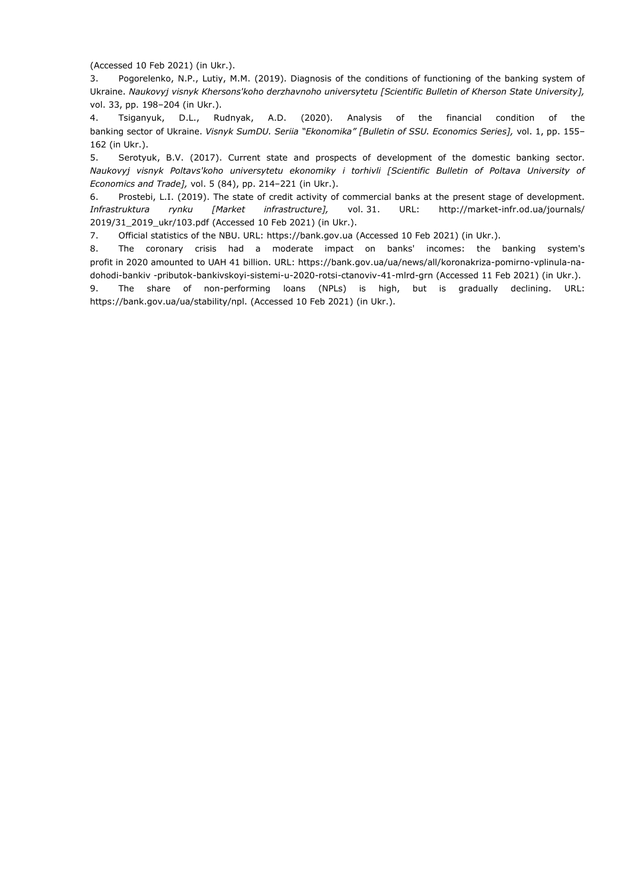(Accessed 10 Feb 2021) (in Ukr.).

3. Pogorelenko, N.P., Lutiy, M.M. (2019). Diagnosis of the conditions of functioning of the banking system of Ukraine. *Naukovyj visnyk Khersons'koho derzhavnoho universytetu [Scientific Bulletin of Kherson State University],* vol. 33, pp. 198–204 (in Ukr.).

4. Tsiganyuk, D.L., Rudnyak, A.D. (2020). Analysis of the financial condition of the banking sector of Ukraine. *Visnyk SumDU. Seriia "Ekonomika" [Bulletin of SSU. Economics Series],* vol. 1, pp. 155–162 (in Ukr.).

5. Serotyuk, B.V. (2017). Current state and prospects of development of the domestic banking sector. *Naukovyj visnyk Poltavs'koho universytetu ekonomiky i torhivli [Scientific Bulletin of Poltava University of Economics and Trade],* vol. 5 (84), pp. 214–221 (in Ukr.).

6. Prostebi, L.I. (2019). The state of credit activity of commercial banks at the present stage of development. *Infrastruktura rynku [Market infrastructure],* vol. 31. URL: http://market-infr.od.ua/journals/2019/31_2019_ukr/103.pdf (Accessed 10 Feb 2021) (in Ukr.).

7. Official statistics of the NBU. URL: https://bank.gov.ua (Accessed 10 Feb 2021) (in Ukr.).

8. The coronary crisis had a moderate impact on banks' incomes: the banking system's profit in 2020 amounted to UAH 41 billion. URL: https://bank.gov.ua/ua/news/all/koronakriza-pomirno-vplinula-na-dohodi-bankiv -pributok-bankivskoyi-sistemi-u-2020-rotsi-ctanoviv-41-mlrd-grn (Accessed 11 Feb 2021) (in Ukr.).

9. The share of non-performing loans (NPLs) is high, but is gradually declining. URL: https://bank.gov.ua/ua/stability/npl. (Accessed 10 Feb 2021) (in Ukr.).